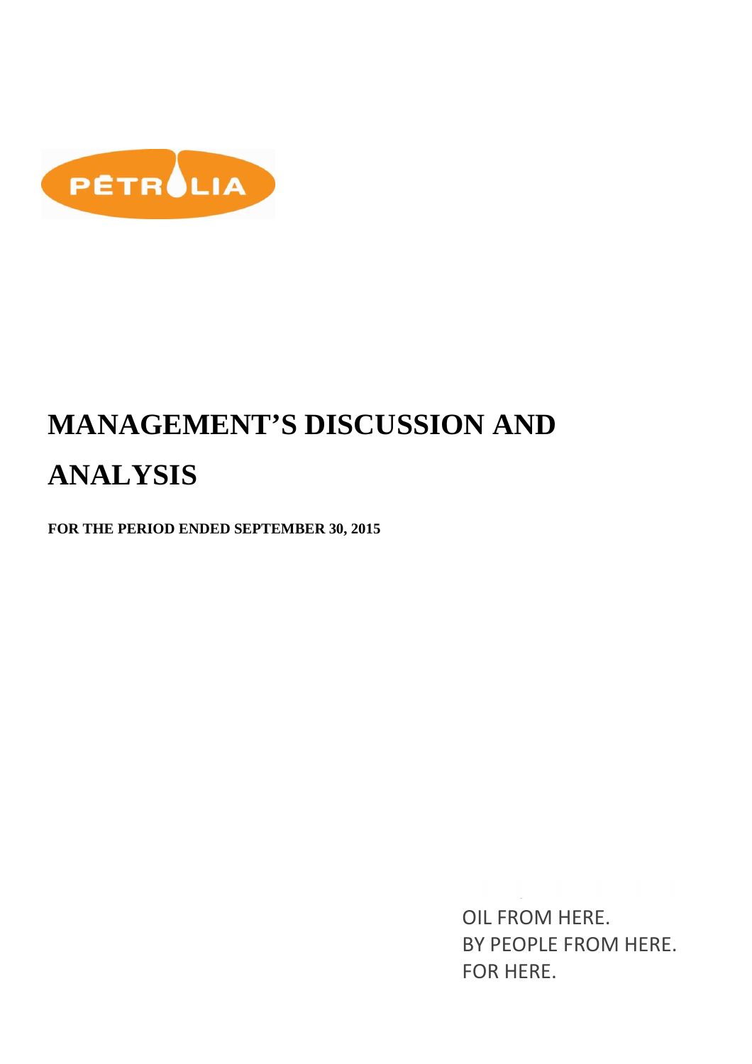PĒTROLIA

# MANAGEMENT'S DISCUSSION AND ANALYSIS

**FOR THE PERIOD ENDED SEPTEMBER 30, 2015**

OIL FROM HERE.
BY PEOPLE FROM HERE.
FOR HERE.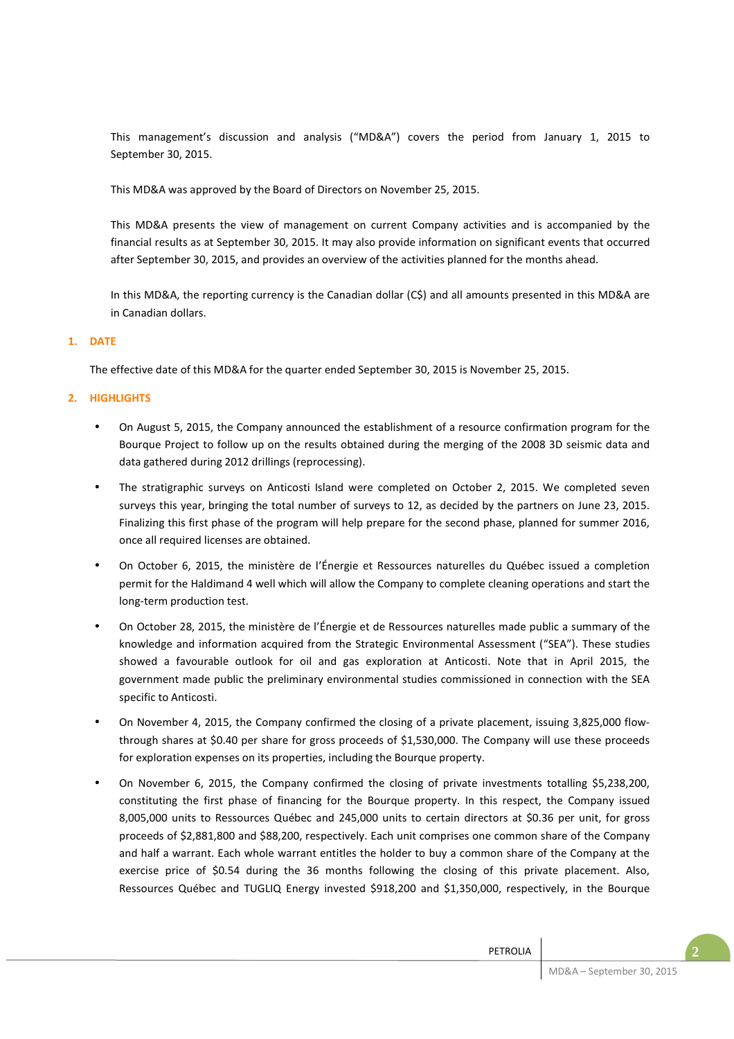This management's discussion and analysis ("MD&A") covers the period from January 1, 2015 to September 30, 2015.

This MD&A was approved by the Board of Directors on November 25, 2015.

This MD&A presents the view of management on current Company activities and is accompanied by the financial results as at September 30, 2015. It may also provide information on significant events that occurred after September 30, 2015, and provides an overview of the activities planned for the months ahead.

In this MD&A, the reporting currency is the Canadian dollar (C$) and all amounts presented in this MD&A are in Canadian dollars.

## 1. DATE

The effective date of this MD&A for the quarter ended September 30, 2015 is November 25, 2015.

## 2. HIGHLIGHTS

- On August 5, 2015, the Company announced the establishment of a resource confirmation program for the Bourque Project to follow up on the results obtained during the merging of the 2008 3D seismic data and data gathered during 2012 drillings (reprocessing).
- The stratigraphic surveys on Anticosti Island were completed on October 2, 2015. We completed seven surveys this year, bringing the total number of surveys to 12, as decided by the partners on June 23, 2015. Finalizing this first phase of the program will help prepare for the second phase, planned for summer 2016, once all required licenses are obtained.
- On October 6, 2015, the ministère de l'Énergie et Ressources naturelles du Québec issued a completion permit for the Haldimand 4 well which will allow the Company to complete cleaning operations and start the long-term production test.
- On October 28, 2015, the ministère de l'Énergie et de Ressources naturelles made public a summary of the knowledge and information acquired from the Strategic Environmental Assessment ("SEA"). These studies showed a favourable outlook for oil and gas exploration at Anticosti. Note that in April 2015, the government made public the preliminary environmental studies commissioned in connection with the SEA specific to Anticosti.
- On November 4, 2015, the Company confirmed the closing of a private placement, issuing 3,825,000 flow-through shares at $0.40 per share for gross proceeds of $1,530,000. The Company will use these proceeds for exploration expenses on its properties, including the Bourque property.
- On November 6, 2015, the Company confirmed the closing of private investments totalling $5,238,200, constituting the first phase of financing for the Bourque property. In this respect, the Company issued 8,005,000 units to Ressources Québec and 245,000 units to certain directors at $0.36 per unit, for gross proceeds of $2,881,800 and $88,200, respectively. Each unit comprises one common share of the Company and half a warrant. Each whole warrant entitles the holder to buy a common share of the Company at the exercise price of $0.54 during the 36 months following the closing of this private placement. Also, Ressources Québec and TUGLIQ Energy invested $918,200 and $1,350,000, respectively, in the Bourque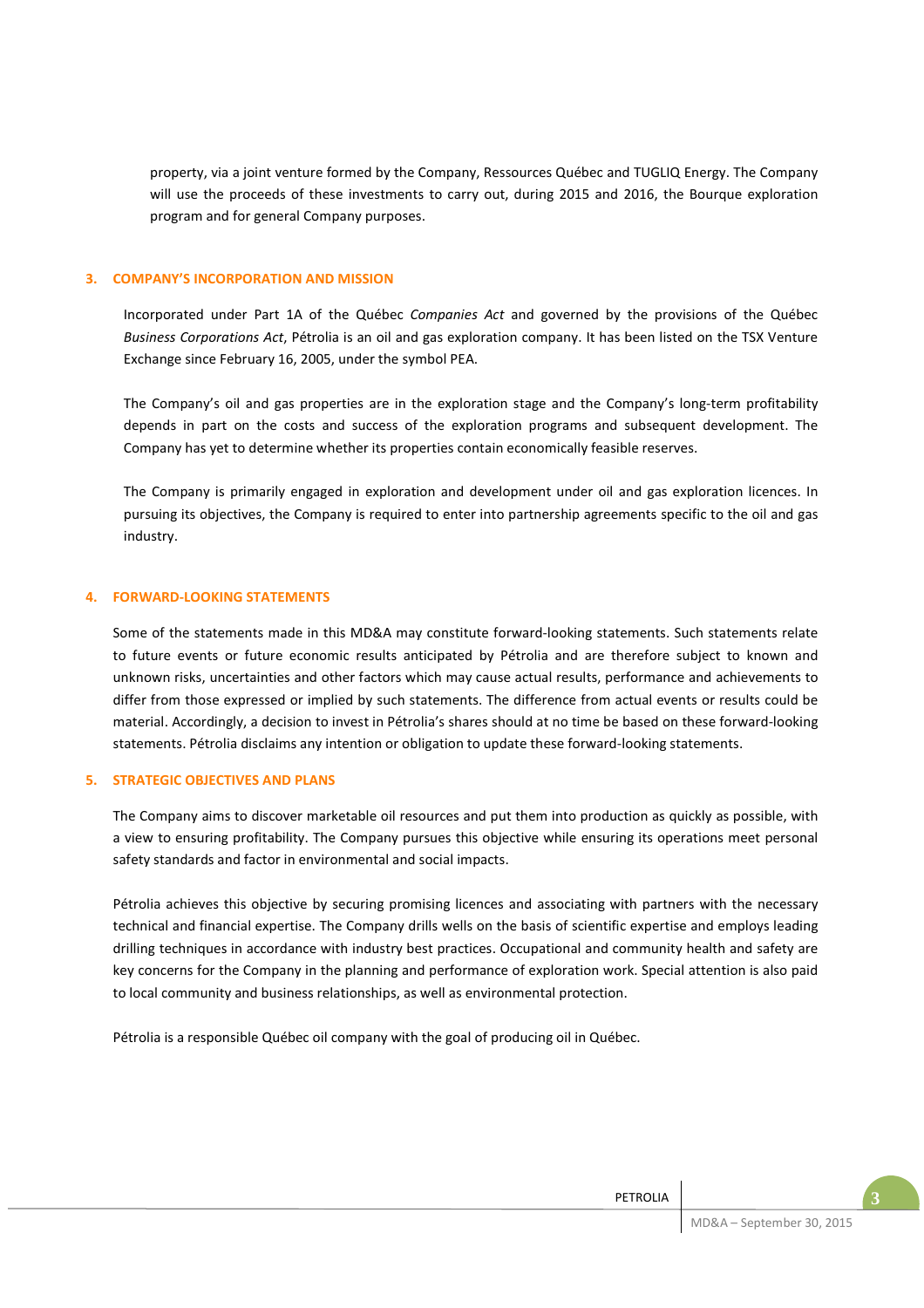property, via a joint venture formed by the Company, Ressources Québec and TUGLIQ Energy. The Company will use the proceeds of these investments to carry out, during 2015 and 2016, the Bourque exploration program and for general Company purposes.

## 3. COMPANY'S INCORPORATION AND MISSION

Incorporated under Part 1A of the Québec *Companies Act* and governed by the provisions of the Québec *Business Corporations Act*, Pétrolia is an oil and gas exploration company. It has been listed on the TSX Venture Exchange since February 16, 2005, under the symbol PEA.

The Company's oil and gas properties are in the exploration stage and the Company's long-term profitability depends in part on the costs and success of the exploration programs and subsequent development. The Company has yet to determine whether its properties contain economically feasible reserves.

The Company is primarily engaged in exploration and development under oil and gas exploration licences. In pursuing its objectives, the Company is required to enter into partnership agreements specific to the oil and gas industry.

## 4. FORWARD-LOOKING STATEMENTS

Some of the statements made in this MD&A may constitute forward-looking statements. Such statements relate to future events or future economic results anticipated by Pétrolia and are therefore subject to known and unknown risks, uncertainties and other factors which may cause actual results, performance and achievements to differ from those expressed or implied by such statements. The difference from actual events or results could be material. Accordingly, a decision to invest in Pétrolia's shares should at no time be based on these forward-looking statements. Pétrolia disclaims any intention or obligation to update these forward-looking statements.

## 5. STRATEGIC OBJECTIVES AND PLANS

The Company aims to discover marketable oil resources and put them into production as quickly as possible, with a view to ensuring profitability. The Company pursues this objective while ensuring its operations meet personal safety standards and factor in environmental and social impacts.

Pétrolia achieves this objective by securing promising licences and associating with partners with the necessary technical and financial expertise. The Company drills wells on the basis of scientific expertise and employs leading drilling techniques in accordance with industry best practices. Occupational and community health and safety are key concerns for the Company in the planning and performance of exploration work. Special attention is also paid to local community and business relationships, as well as environmental protection.

Pétrolia is a responsible Québec oil company with the goal of producing oil in Québec.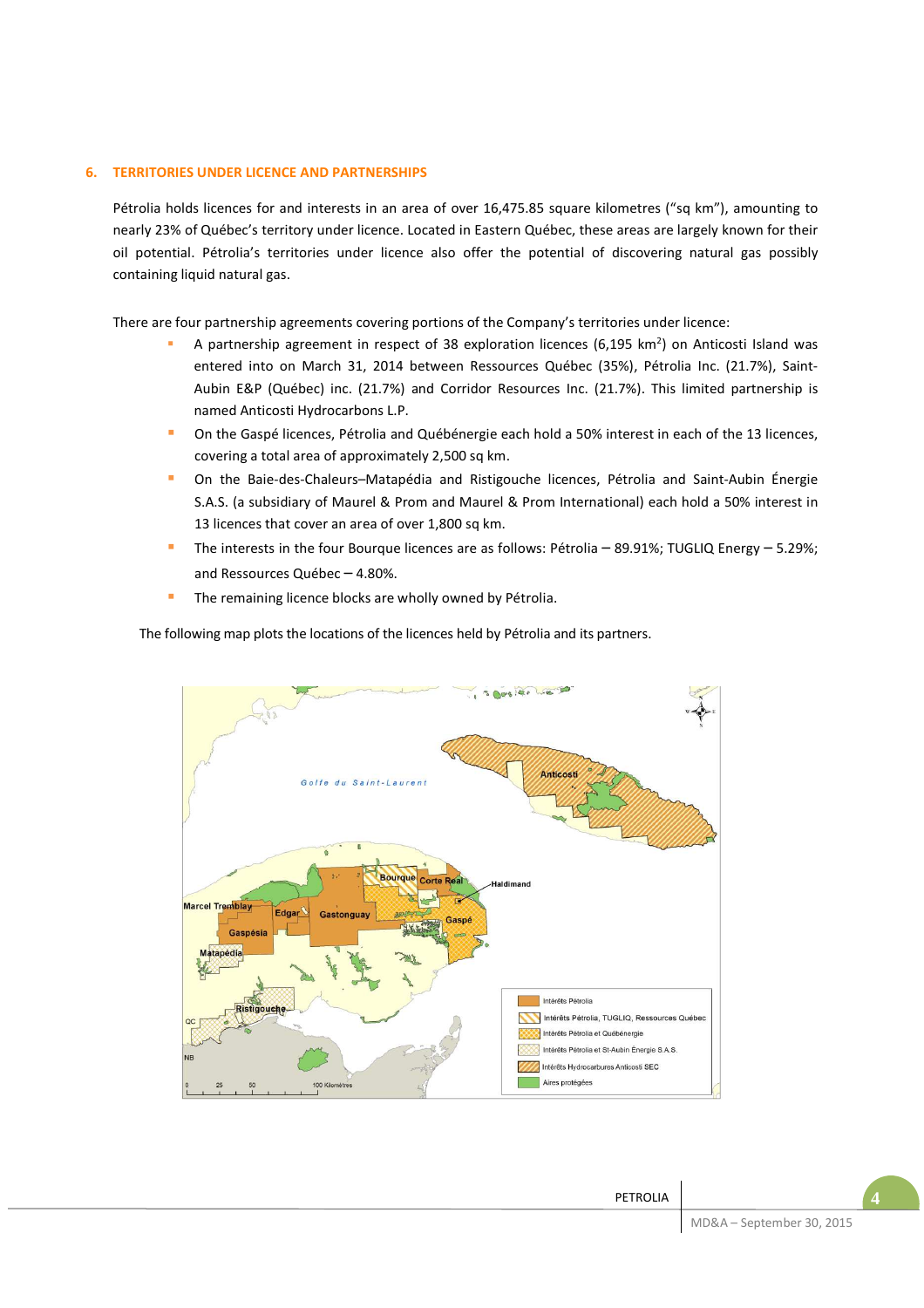## 6. TERRITORIES UNDER LICENCE AND PARTNERSHIPS

Pétrolia holds licences for and interests in an area of over 16,475.85 square kilometres ("sq km"), amounting to nearly 23% of Québec's territory under licence. Located in Eastern Québec, these areas are largely known for their oil potential. Pétrolia's territories under licence also offer the potential of discovering natural gas possibly containing liquid natural gas.

There are four partnership agreements covering portions of the Company's territories under licence:

- A partnership agreement in respect of 38 exploration licences (6,195 km$^2$) on Anticosti Island was entered into on March 31, 2014 between Ressources Québec (35%), Pétrolia Inc. (21.7%), Saint-Aubin E&P (Québec) inc. (21.7%) and Corridor Resources Inc. (21.7%). This limited partnership is named Anticosti Hydrocarbons L.P.
- On the Gaspé licences, Pétrolia and Québénergie each hold a 50% interest in each of the 13 licences, covering a total area of approximately 2,500 sq km.
- On the Baie-des-Chaleurs–Matapédia and Ristigouche licences, Pétrolia and Saint-Aubin Énergie S.A.S. (a subsidiary of Maurel & Prom and Maurel & Prom International) each hold a 50% interest in 13 licences that cover an area of over 1,800 sq km.
- The interests in the four Bourque licences are as follows: Pétrolia – 89.91%; TUGLIQ Energy – 5.29%; and Ressources Québec – 4.80%.
- The remaining licence blocks are wholly owned by Pétrolia.

The following map plots the locations of the licences held by Pétrolia and its partners.

Golfe du Saint-Laurent

Anticosti

Bourque

Corte Real

Haldimand

Marcel Tremblay

Edgar

Gastonguay

Gaspé

Gaspésia

Matapédia

Ristigouche

QC

NB

0 25 50 100 Kilomètres

Intérêts Pétrolia

Intérêts Pétrolia, TUGLIQ, Ressources Québec

Intérêts Pétrolia et Québénergie

Intérêts Pétrolia et St-Aubin Énergie S.A.S.

Intérêts Hydrocarbures Anticosti SEC

Aires protégées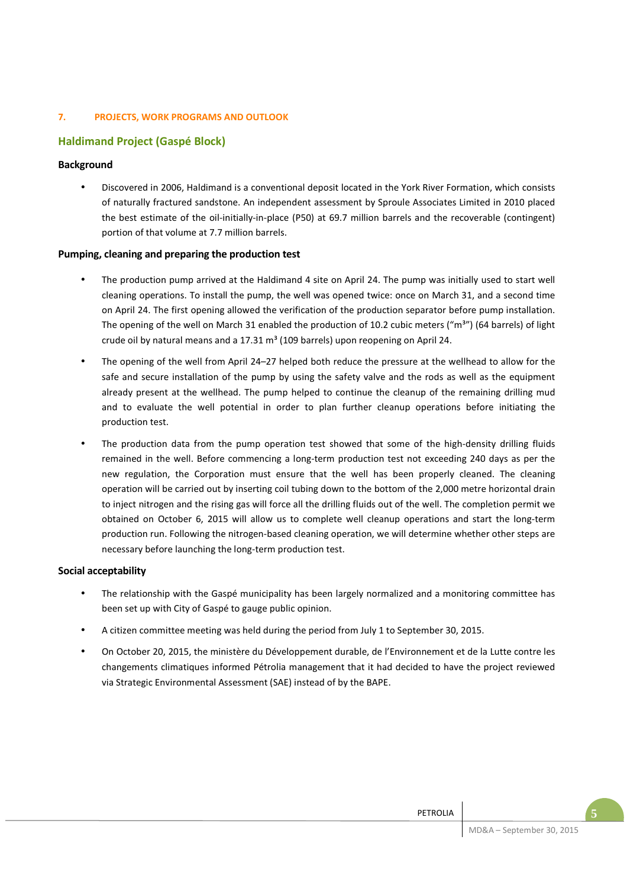## 7. PROJECTS, WORK PROGRAMS AND OUTLOOK

### Haldimand Project (Gaspé Block)

#### Background

- Discovered in 2006, Haldimand is a conventional deposit located in the York River Formation, which consists of naturally fractured sandstone. An independent assessment by Sproule Associates Limited in 2010 placed the best estimate of the oil-initially-in-place (P50) at 69.7 million barrels and the recoverable (contingent) portion of that volume at 7.7 million barrels.

#### Pumping, cleaning and preparing the production test

- The production pump arrived at the Haldimand 4 site on April 24. The pump was initially used to start well cleaning operations. To install the pump, the well was opened twice: once on March 31, and a second time on April 24. The first opening allowed the verification of the production separator before pump installation. The opening of the well on March 31 enabled the production of 10.2 cubic meters (“$m^3$”) (64 barrels) of light crude oil by natural means and a 17.31 $m^3$ (109 barrels) upon reopening on April 24.
- The opening of the well from April 24–27 helped both reduce the pressure at the wellhead to allow for the safe and secure installation of the pump by using the safety valve and the rods as well as the equipment already present at the wellhead. The pump helped to continue the cleanup of the remaining drilling mud and to evaluate the well potential in order to plan further cleanup operations before initiating the production test.
- The production data from the pump operation test showed that some of the high-density drilling fluids remained in the well. Before commencing a long-term production test not exceeding 240 days as per the new regulation, the Corporation must ensure that the well has been properly cleaned. The cleaning operation will be carried out by inserting coil tubing down to the bottom of the 2,000 metre horizontal drain to inject nitrogen and the rising gas will force all the drilling fluids out of the well. The completion permit we obtained on October 6, 2015 will allow us to complete well cleanup operations and start the long-term production run. Following the nitrogen-based cleaning operation, we will determine whether other steps are necessary before launching the long-term production test.

#### Social acceptability

- The relationship with the Gaspé municipality has been largely normalized and a monitoring committee has been set up with City of Gaspé to gauge public opinion.
- A citizen committee meeting was held during the period from July 1 to September 30, 2015.
- On October 20, 2015, the ministère du Développement durable, de l’Environnement et de la Lutte contre les changements climatiques informed Pétrolia management that it had decided to have the project reviewed via Strategic Environmental Assessment (SAE) instead of by the BAPE.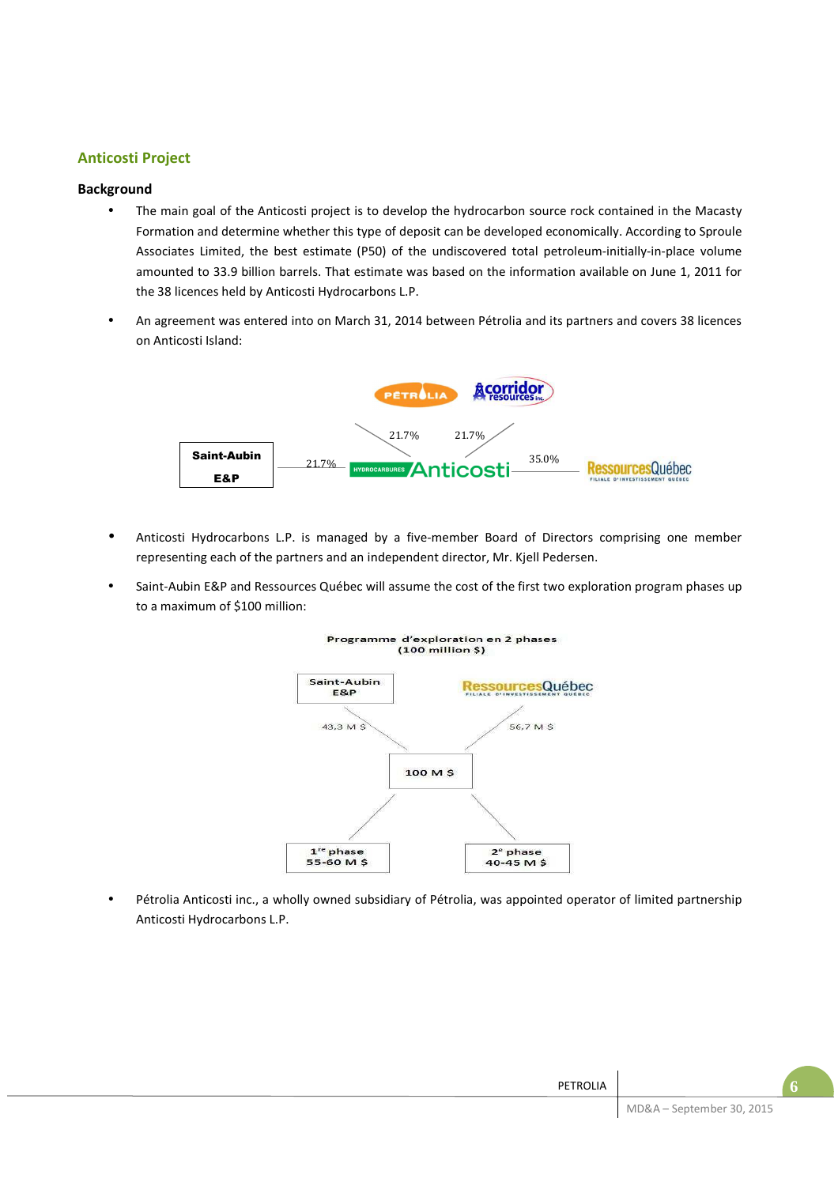## Anticosti Project

### Background

- The main goal of the Anticosti project is to develop the hydrocarbon source rock contained in the Macasty Formation and determine whether this type of deposit can be developed economically. According to Sproule Associates Limited, the best estimate (P50) of the undiscovered total petroleum-initially-in-place volume amounted to 33.9 billion barrels. That estimate was based on the information available on June 1, 2011 for the 38 licences held by Anticosti Hydrocarbons L.P.

- An agreement was entered into on March 31, 2014 between Pétrolia and its partners and covers 38 licences on Anticosti Island:

Pétrolia 21.7% | Corridor Resources 21.7% | Saint-Aubin E&P 21.7% | Ressources Québec 35.0% — Hydrocarbures Anticosti

- Anticosti Hydrocarbons L.P. is managed by a five-member Board of Directors comprising one member representing each of the partners and an independent director, Mr. Kjell Pedersen.

- Saint-Aubin E&P and Ressources Québec will assume the cost of the first two exploration program phases up to a maximum of $100 million:

Programme d'exploration en 2 phases (100 million $)

- Saint-Aubin E&P: 43,3 M $
- Ressources Québec: 56,7 M $
- 100 M $
  - 1re phase: 55-60 M $
  - 2e phase: 40-45 M $

- Pétrolia Anticosti inc., a wholly owned subsidiary of Pétrolia, was appointed operator of limited partnership Anticosti Hydrocarbons L.P.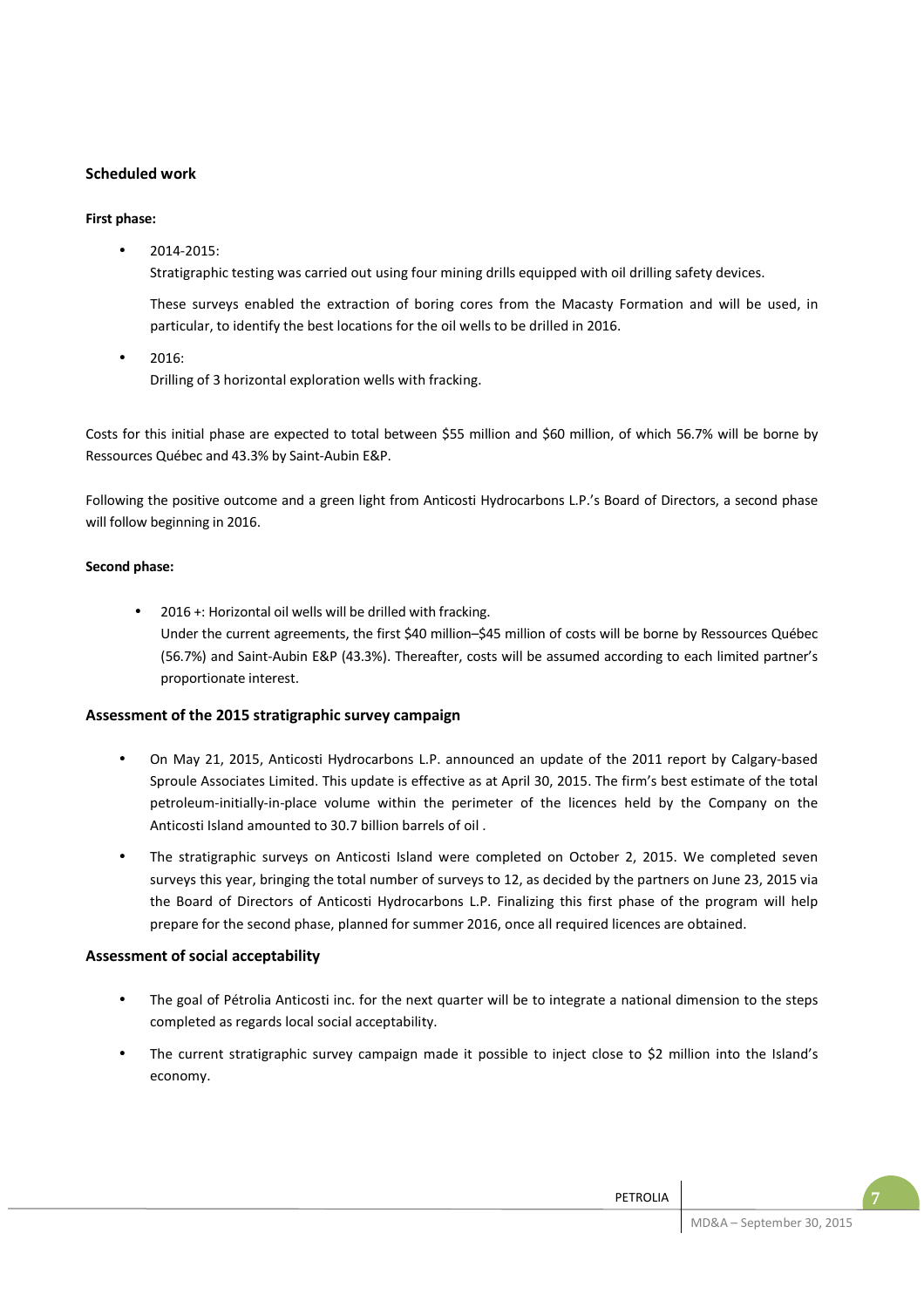## Scheduled work

**First phase:**

- 2014-2015:
  Stratigraphic testing was carried out using four mining drills equipped with oil drilling safety devices.

  These surveys enabled the extraction of boring cores from the Macasty Formation and will be used, in particular, to identify the best locations for the oil wells to be drilled in 2016.

- 2016:
  Drilling of 3 horizontal exploration wells with fracking.

Costs for this initial phase are expected to total between \$55 million and \$60 million, of which 56.7% will be borne by Ressources Québec and 43.3% by Saint-Aubin E&P.

Following the positive outcome and a green light from Anticosti Hydrocarbons L.P.'s Board of Directors, a second phase will follow beginning in 2016.

**Second phase:**

- 2016 +: Horizontal oil wells will be drilled with fracking.
  Under the current agreements, the first \$40 million–\$45 million of costs will be borne by Ressources Québec (56.7%) and Saint-Aubin E&P (43.3%). Thereafter, costs will be assumed according to each limited partner's proportionate interest.

### Assessment of the 2015 stratigraphic survey campaign

- On May 21, 2015, Anticosti Hydrocarbons L.P. announced an update of the 2011 report by Calgary-based Sproule Associates Limited. This update is effective as at April 30, 2015. The firm's best estimate of the total petroleum-initially-in-place volume within the perimeter of the licences held by the Company on the Anticosti Island amounted to 30.7 billion barrels of oil .
- The stratigraphic surveys on Anticosti Island were completed on October 2, 2015. We completed seven surveys this year, bringing the total number of surveys to 12, as decided by the partners on June 23, 2015 via the Board of Directors of Anticosti Hydrocarbons L.P. Finalizing this first phase of the program will help prepare for the second phase, planned for summer 2016, once all required licences are obtained.

### Assessment of social acceptability

- The goal of Pétrolia Anticosti inc. for the next quarter will be to integrate a national dimension to the steps completed as regards local social acceptability.
- The current stratigraphic survey campaign made it possible to inject close to \$2 million into the Island's economy.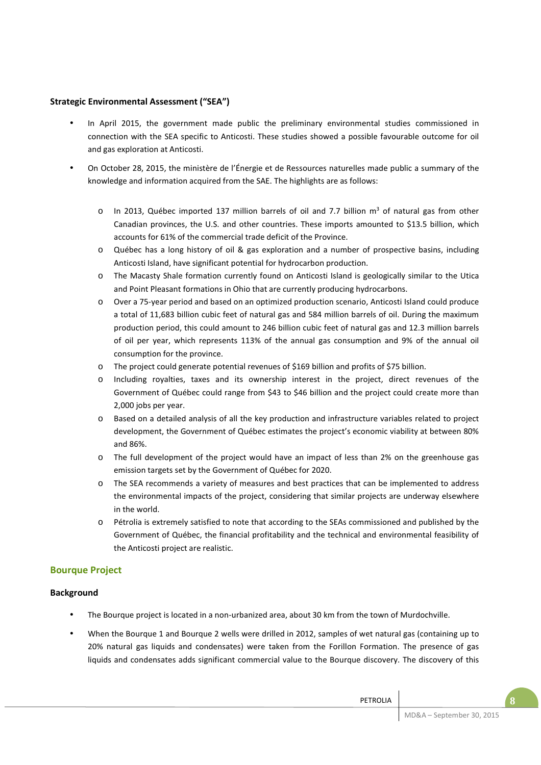**Strategic Environmental Assessment ("SEA")**

- In April 2015, the government made public the preliminary environmental studies commissioned in connection with the SEA specific to Anticosti. These studies showed a possible favourable outcome for oil and gas exploration at Anticosti.
- On October 28, 2015, the ministère de l'Énergie et de Ressources naturelles made public a summary of the knowledge and information acquired from the SAE. The highlights are as follows:
    - In 2013, Québec imported 137 million barrels of oil and 7.7 billion m$^3$ of natural gas from other Canadian provinces, the U.S. and other countries. These imports amounted to $13.5 billion, which accounts for 61% of the commercial trade deficit of the Province.
    - Québec has a long history of oil & gas exploration and a number of prospective basins, including Anticosti Island, have significant potential for hydrocarbon production.
    - The Macasty Shale formation currently found on Anticosti Island is geologically similar to the Utica and Point Pleasant formations in Ohio that are currently producing hydrocarbons.
    - Over a 75-year period and based on an optimized production scenario, Anticosti Island could produce a total of 11,683 billion cubic feet of natural gas and 584 million barrels of oil. During the maximum production period, this could amount to 246 billion cubic feet of natural gas and 12.3 million barrels of oil per year, which represents 113% of the annual gas consumption and 9% of the annual oil consumption for the province.
    - The project could generate potential revenues of $169 billion and profits of $75 billion.
    - Including royalties, taxes and its ownership interest in the project, direct revenues of the Government of Québec could range from $43 to $46 billion and the project could create more than 2,000 jobs per year.
    - Based on a detailed analysis of all the key production and infrastructure variables related to project development, the Government of Québec estimates the project's economic viability at between 80% and 86%.
    - The full development of the project would have an impact of less than 2% on the greenhouse gas emission targets set by the Government of Québec for 2020.
    - The SEA recommends a variety of measures and best practices that can be implemented to address the environmental impacts of the project, considering that similar projects are underway elsewhere in the world.
    - Pétrolia is extremely satisfied to note that according to the SEAs commissioned and published by the Government of Québec, the financial profitability and the technical and environmental feasibility of the Anticosti project are realistic.

## Bourque Project

**Background**

- The Bourque project is located in a non-urbanized area, about 30 km from the town of Murdochville.
- When the Bourque 1 and Bourque 2 wells were drilled in 2012, samples of wet natural gas (containing up to 20% natural gas liquids and condensates) were taken from the Forillon Formation. The presence of gas liquids and condensates adds significant commercial value to the Bourque discovery. The discovery of this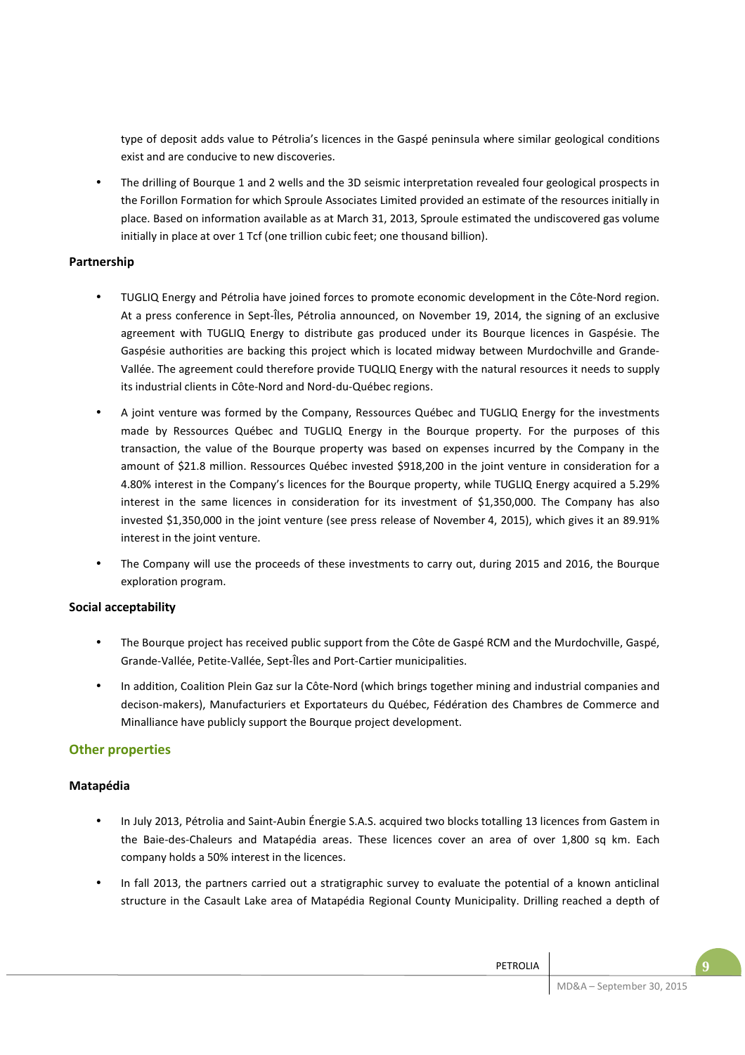type of deposit adds value to Pétrolia's licences in the Gaspé peninsula where similar geological conditions exist and are conducive to new discoveries.

- The drilling of Bourque 1 and 2 wells and the 3D seismic interpretation revealed four geological prospects in the Forillon Formation for which Sproule Associates Limited provided an estimate of the resources initially in place. Based on information available as at March 31, 2013, Sproule estimated the undiscovered gas volume initially in place at over 1 Tcf (one trillion cubic feet; one thousand billion).

**Partnership**

- TUGLIQ Energy and Pétrolia have joined forces to promote economic development in the Côte-Nord region. At a press conference in Sept-Îles, Pétrolia announced, on November 19, 2014, the signing of an exclusive agreement with TUGLIQ Energy to distribute gas produced under its Bourque licences in Gaspésie. The Gaspésie authorities are backing this project which is located midway between Murdochville and Grande-Vallée. The agreement could therefore provide TUQLIQ Energy with the natural resources it needs to supply its industrial clients in Côte-Nord and Nord-du-Québec regions.

- A joint venture was formed by the Company, Ressources Québec and TUGLIQ Energy for the investments made by Ressources Québec and TUGLIQ Energy in the Bourque property. For the purposes of this transaction, the value of the Bourque property was based on expenses incurred by the Company in the amount of $21.8 million. Ressources Québec invested $918,200 in the joint venture in consideration for a 4.80% interest in the Company's licences for the Bourque property, while TUGLIQ Energy acquired a 5.29% interest in the same licences in consideration for its investment of $1,350,000. The Company has also invested $1,350,000 in the joint venture (see press release of November 4, 2015), which gives it an 89.91% interest in the joint venture.

- The Company will use the proceeds of these investments to carry out, during 2015 and 2016, the Bourque exploration program.

**Social acceptability**

- The Bourque project has received public support from the Côte de Gaspé RCM and the Murdochville, Gaspé, Grande-Vallée, Petite-Vallée, Sept-Îles and Port-Cartier municipalities.

- In addition, Coalition Plein Gaz sur la Côte-Nord (which brings together mining and industrial companies and decison-makers), Manufacturiers et Exportateurs du Québec, Fédération des Chambres de Commerce and Minalliance have publicly support the Bourque project development.

## Other properties

**Matapédia**

- In July 2013, Pétrolia and Saint-Aubin Énergie S.A.S. acquired two blocks totalling 13 licences from Gastem in the Baie-des-Chaleurs and Matapédia areas. These licences cover an area of over 1,800 sq km. Each company holds a 50% interest in the licences.

- In fall 2013, the partners carried out a stratigraphic survey to evaluate the potential of a known anticlinal structure in the Casault Lake area of Matapédia Regional County Municipality. Drilling reached a depth of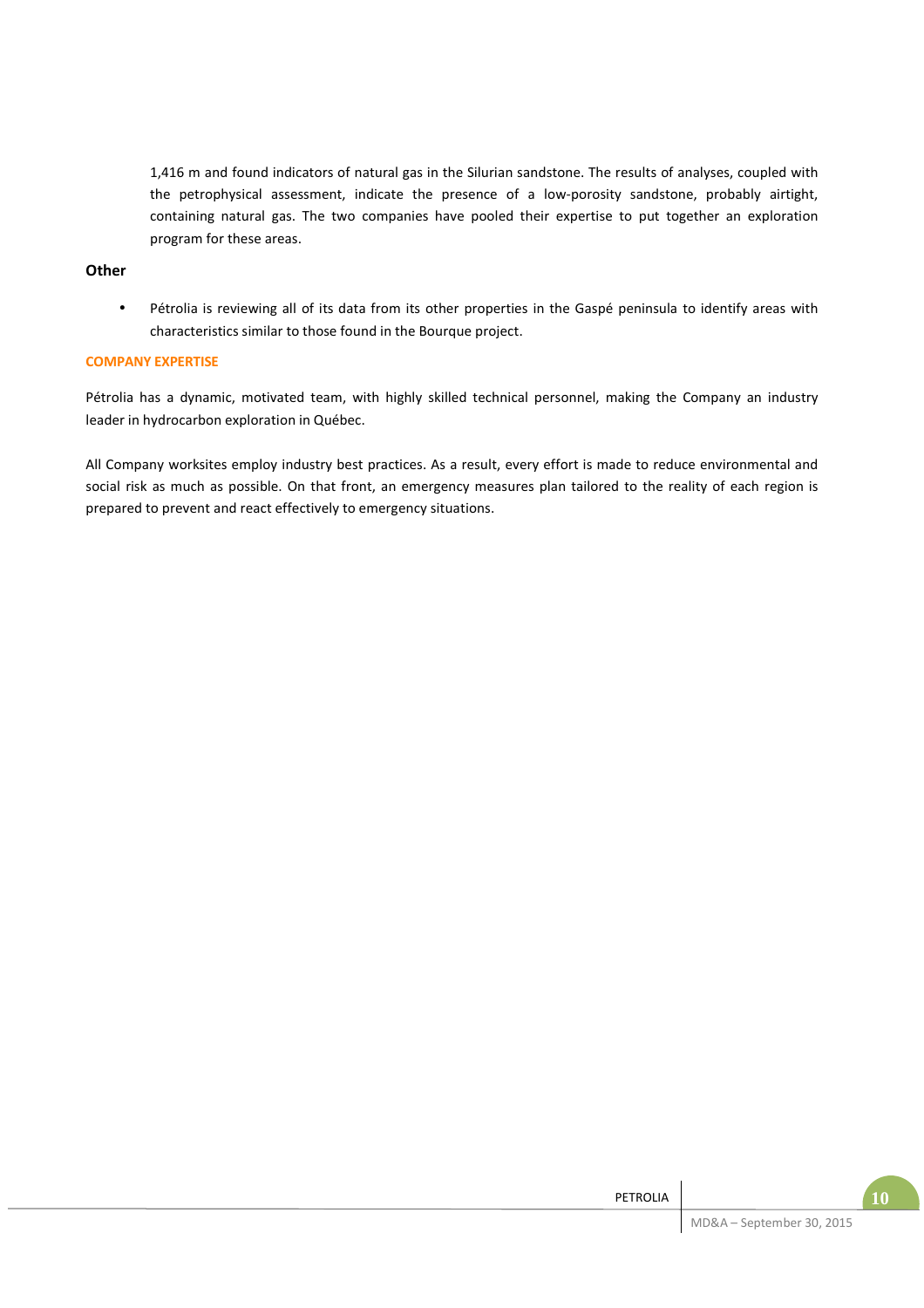1,416 m and found indicators of natural gas in the Silurian sandstone. The results of analyses, coupled with the petrophysical assessment, indicate the presence of a low-porosity sandstone, probably airtight, containing natural gas. The two companies have pooled their expertise to put together an exploration program for these areas.

### Other

- Pétrolia is reviewing all of its data from its other properties in the Gaspé peninsula to identify areas with characteristics similar to those found in the Bourque project.

## COMPANY EXPERTISE

Pétrolia has a dynamic, motivated team, with highly skilled technical personnel, making the Company an industry leader in hydrocarbon exploration in Québec.

All Company worksites employ industry best practices. As a result, every effort is made to reduce environmental and social risk as much as possible. On that front, an emergency measures plan tailored to the reality of each region is prepared to prevent and react effectively to emergency situations.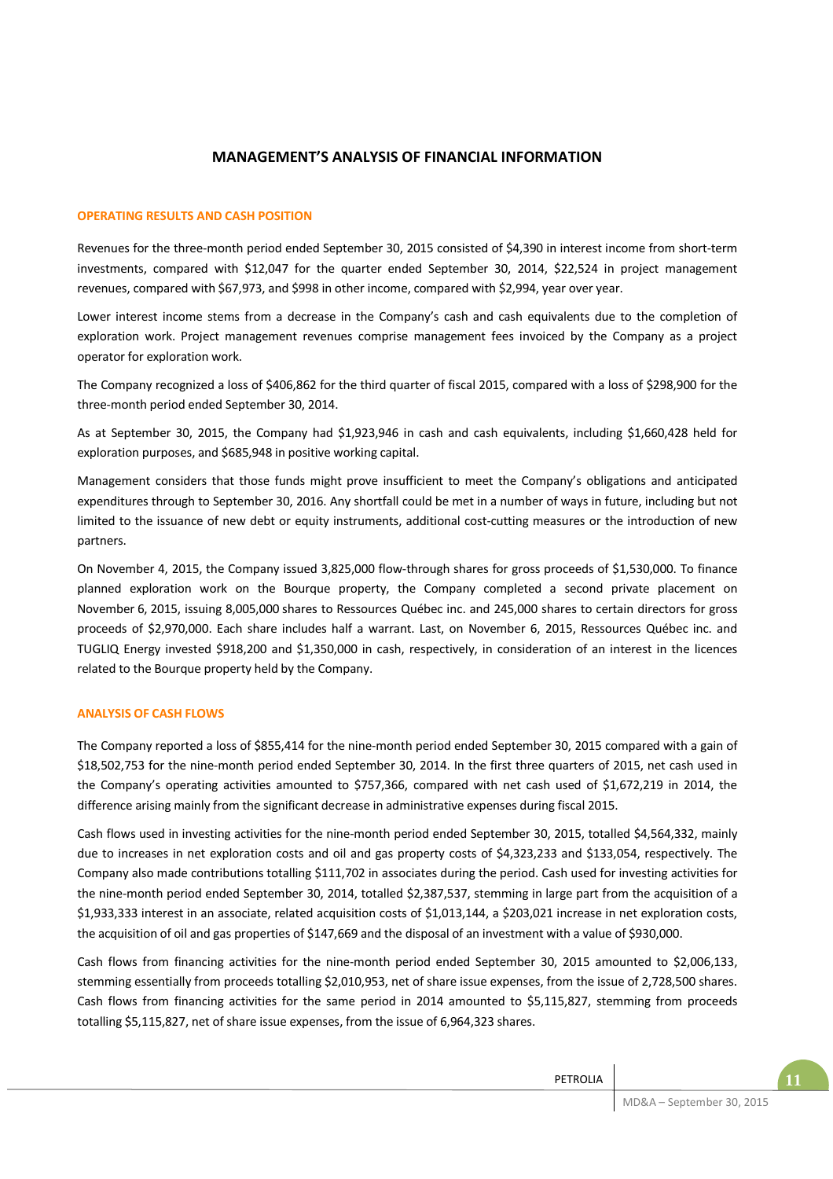# MANAGEMENT'S ANALYSIS OF FINANCIAL INFORMATION

## OPERATING RESULTS AND CASH POSITION

Revenues for the three-month period ended September 30, 2015 consisted of $4,390 in interest income from short-term investments, compared with $12,047 for the quarter ended September 30, 2014, $22,524 in project management revenues, compared with $67,973, and $998 in other income, compared with $2,994, year over year.

Lower interest income stems from a decrease in the Company's cash and cash equivalents due to the completion of exploration work. Project management revenues comprise management fees invoiced by the Company as a project operator for exploration work.

The Company recognized a loss of $406,862 for the third quarter of fiscal 2015, compared with a loss of $298,900 for the three-month period ended September 30, 2014.

As at September 30, 2015, the Company had $1,923,946 in cash and cash equivalents, including $1,660,428 held for exploration purposes, and $685,948 in positive working capital.

Management considers that those funds might prove insufficient to meet the Company's obligations and anticipated expenditures through to September 30, 2016. Any shortfall could be met in a number of ways in future, including but not limited to the issuance of new debt or equity instruments, additional cost-cutting measures or the introduction of new partners.

On November 4, 2015, the Company issued 3,825,000 flow-through shares for gross proceeds of $1,530,000. To finance planned exploration work on the Bourque property, the Company completed a second private placement on November 6, 2015, issuing 8,005,000 shares to Ressources Québec inc. and 245,000 shares to certain directors for gross proceeds of $2,970,000. Each share includes half a warrant. Last, on November 6, 2015, Ressources Québec inc. and TUGLIQ Energy invested $918,200 and $1,350,000 in cash, respectively, in consideration of an interest in the licences related to the Bourque property held by the Company.

## ANALYSIS OF CASH FLOWS

The Company reported a loss of $855,414 for the nine-month period ended September 30, 2015 compared with a gain of $18,502,753 for the nine-month period ended September 30, 2014. In the first three quarters of 2015, net cash used in the Company's operating activities amounted to $757,366, compared with net cash used of $1,672,219 in 2014, the difference arising mainly from the significant decrease in administrative expenses during fiscal 2015.

Cash flows used in investing activities for the nine-month period ended September 30, 2015, totalled $4,564,332, mainly due to increases in net exploration costs and oil and gas property costs of $4,323,233 and $133,054, respectively. The Company also made contributions totalling $111,702 in associates during the period. Cash used for investing activities for the nine-month period ended September 30, 2014, totalled $2,387,537, stemming in large part from the acquisition of a $1,933,333 interest in an associate, related acquisition costs of $1,013,144, a $203,021 increase in net exploration costs, the acquisition of oil and gas properties of $147,669 and the disposal of an investment with a value of $930,000.

Cash flows from financing activities for the nine-month period ended September 30, 2015 amounted to $2,006,133, stemming essentially from proceeds totalling $2,010,953, net of share issue expenses, from the issue of 2,728,500 shares. Cash flows from financing activities for the same period in 2014 amounted to $5,115,827, stemming from proceeds totalling $5,115,827, net of share issue expenses, from the issue of 6,964,323 shares.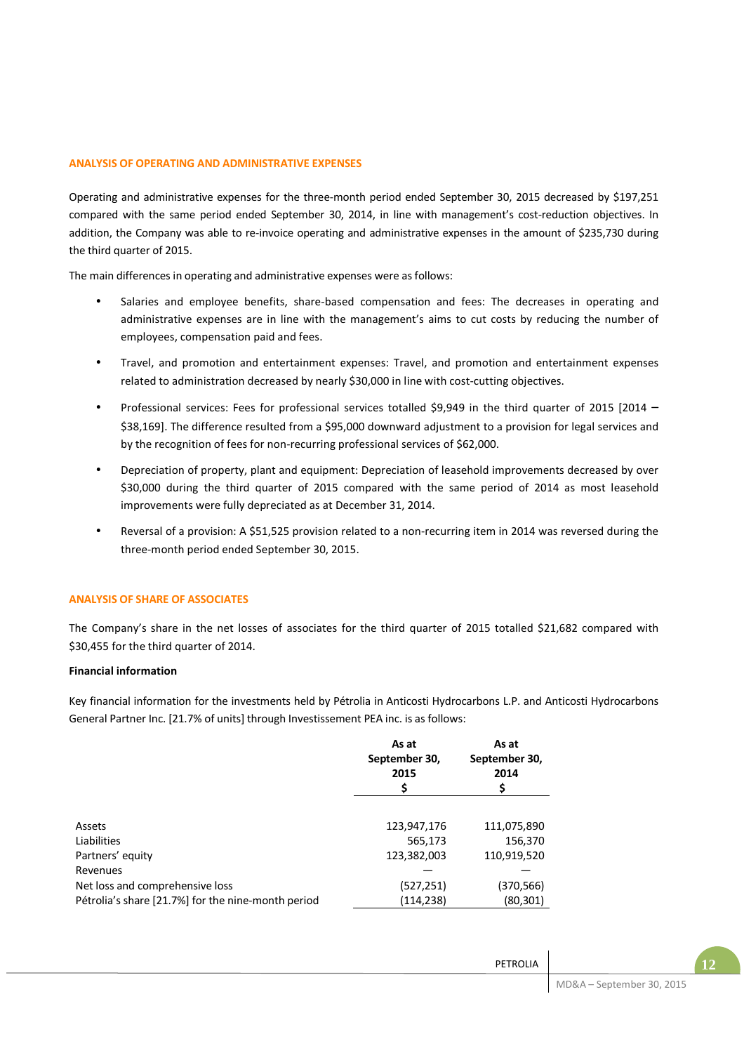## ANALYSIS OF OPERATING AND ADMINISTRATIVE EXPENSES

Operating and administrative expenses for the three-month period ended September 30, 2015 decreased by $197,251 compared with the same period ended September 30, 2014, in line with management's cost-reduction objectives. In addition, the Company was able to re-invoice operating and administrative expenses in the amount of $235,730 during the third quarter of 2015.

The main differences in operating and administrative expenses were as follows:

- Salaries and employee benefits, share-based compensation and fees: The decreases in operating and administrative expenses are in line with the management's aims to cut costs by reducing the number of employees, compensation paid and fees.
- Travel, and promotion and entertainment expenses: Travel, and promotion and entertainment expenses related to administration decreased by nearly $30,000 in line with cost-cutting objectives.
- Professional services: Fees for professional services totalled $9,949 in the third quarter of 2015 [2014 – $38,169]. The difference resulted from a $95,000 downward adjustment to a provision for legal services and by the recognition of fees for non-recurring professional services of $62,000.
- Depreciation of property, plant and equipment: Depreciation of leasehold improvements decreased by over $30,000 during the third quarter of 2015 compared with the same period of 2014 as most leasehold improvements were fully depreciated as at December 31, 2014.
- Reversal of a provision: A $51,525 provision related to a non-recurring item in 2014 was reversed during the three-month period ended September 30, 2015.

## ANALYSIS OF SHARE OF ASSOCIATES

The Company's share in the net losses of associates for the third quarter of 2015 totalled $21,682 compared with $30,455 for the third quarter of 2014.

**Financial information**

Key financial information for the investments held by Pétrolia in Anticosti Hydrocarbons L.P. and Anticosti Hydrocarbons General Partner Inc. [21.7% of units] through Investissement PEA inc. is as follows:

| | As at September 30, 2015 $ | As at September 30, 2014 $ |
|---|---|---|
| Assets | 123,947,176 | 111,075,890 |
| Liabilities | 565,173 | 156,370 |
| Partners' equity | 123,382,003 | 110,919,520 |
| Revenues | — | — |
| Net loss and comprehensive loss | (527,251) | (370,566) |
| Pétrolia's share [21.7%] for the nine-month period | (114,238) | (80,301) |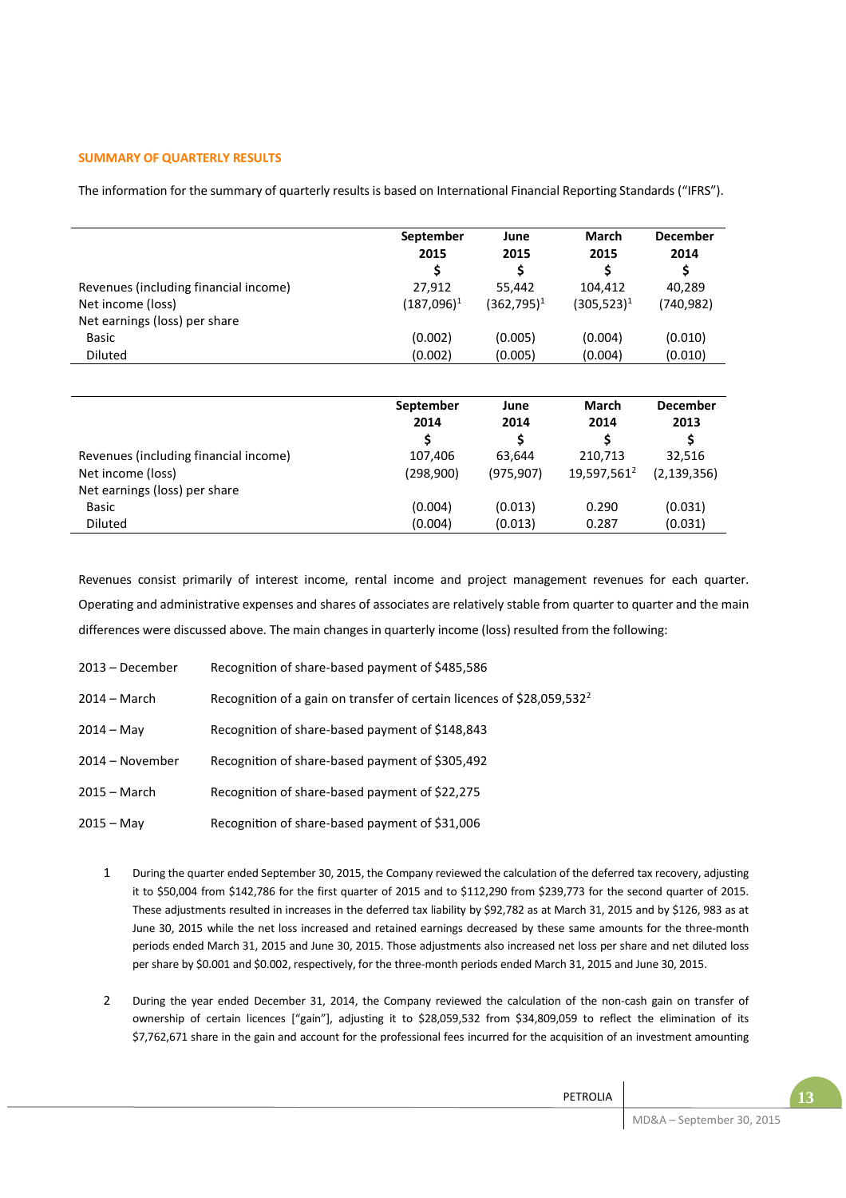## SUMMARY OF QUARTERLY RESULTS

The information for the summary of quarterly results is based on International Financial Reporting Standards ("IFRS").

| | September 2015 | June 2015 | March 2015 | December 2014 |
|---|---|---|---|---|
| | $ | $ | $ | $ |
| Revenues (including financial income) | 27,912 | 55,442 | 104,412 | 40,289 |
| Net income (loss) | (187,096)[1] | (362,795)[1] | (305,523)[1] | (740,982) |
| Net earnings (loss) per share | | | | |
| Basic | (0.002) | (0.005) | (0.004) | (0.010) |
| Diluted | (0.002) | (0.005) | (0.004) | (0.010) |

| | September 2014 | June 2014 | March 2014 | December 2013 |
|---|---|---|---|---|
| | $ | $ | $ | $ |
| Revenues (including financial income) | 107,406 | 63,644 | 210,713 | 32,516 |
| Net income (loss) | (298,900) | (975,907) | 19,597,561[2] | (2,139,356) |
| Net earnings (loss) per share | | | | |
| Basic | (0.004) | (0.013) | 0.290 | (0.031) |
| Diluted | (0.004) | (0.013) | 0.287 | (0.031) |

Revenues consist primarily of interest income, rental income and project management revenues for each quarter. Operating and administrative expenses and shares of associates are relatively stable from quarter to quarter and the main differences were discussed above. The main changes in quarterly income (loss) resulted from the following:

| | |
|---|---|
| 2013 – December | Recognition of share-based payment of $485,586 |
| 2014 – March | Recognition of a gain on transfer of certain licences of $28,059,532[2] |
| 2014 – May | Recognition of share-based payment of $148,843 |
| 2014 – November | Recognition of share-based payment of $305,492 |
| 2015 – March | Recognition of share-based payment of $22,275 |
| 2015 – May | Recognition of share-based payment of $31,006 |

1. During the quarter ended September 30, 2015, the Company reviewed the calculation of the deferred tax recovery, adjusting it to $50,004 from $142,786 for the first quarter of 2015 and to $112,290 from $239,773 for the second quarter of 2015. These adjustments resulted in increases in the deferred tax liability by $92,782 as at March 31, 2015 and by $126, 983 as at June 30, 2015 while the net loss increased and retained earnings decreased by these same amounts for the three-month periods ended March 31, 2015 and June 30, 2015. Those adjustments also increased net loss per share and net diluted loss per share by $0.001 and $0.002, respectively, for the three-month periods ended March 31, 2015 and June 30, 2015.

2. During the year ended December 31, 2014, the Company reviewed the calculation of the non-cash gain on transfer of ownership of certain licences ["gain"], adjusting it to $28,059,532 from $34,809,059 to reflect the elimination of its $7,762,671 share in the gain and account for the professional fees incurred for the acquisition of an investment amounting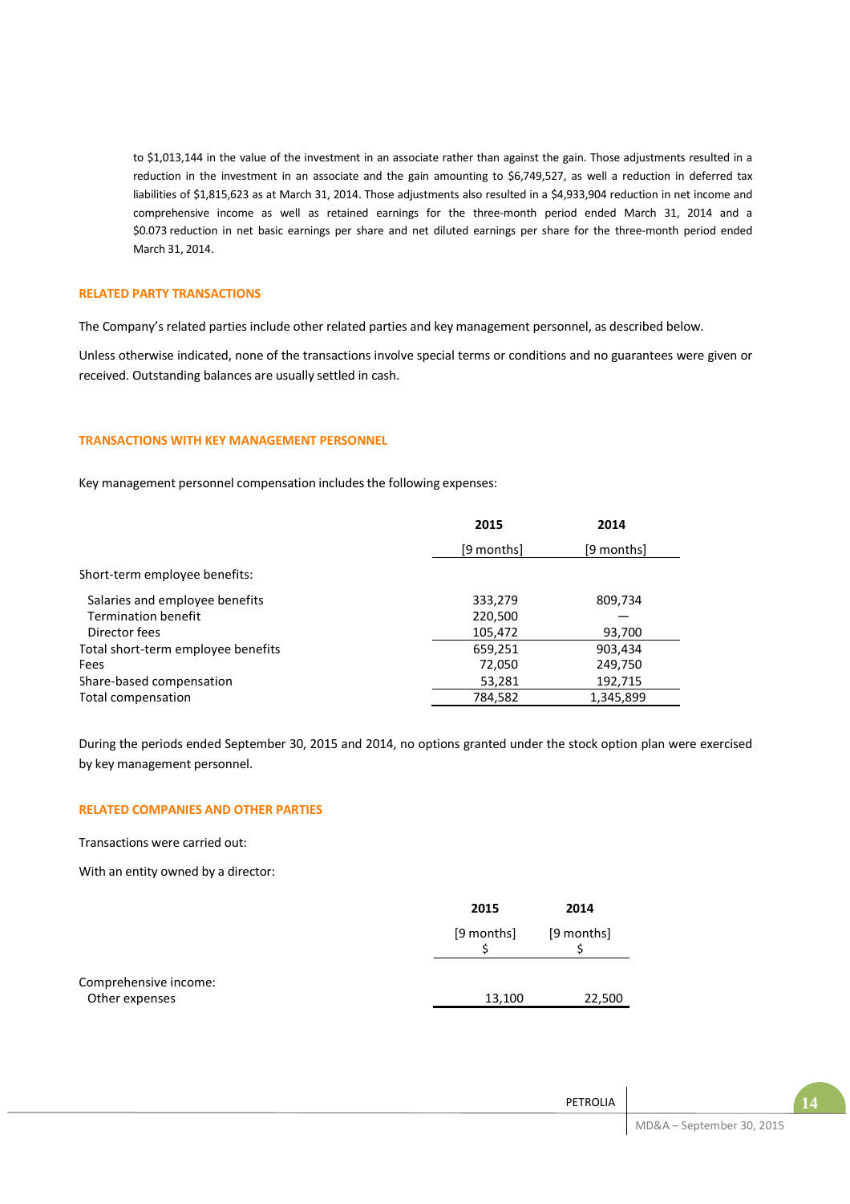to $1,013,144 in the value of the investment in an associate rather than against the gain. Those adjustments resulted in a reduction in the investment in an associate and the gain amounting to $6,749,527, as well a reduction in deferred tax liabilities of $1,815,623 as at March 31, 2014. Those adjustments also resulted in a $4,933,904 reduction in net income and comprehensive income as well as retained earnings for the three-month period ended March 31, 2014 and a $0.073 reduction in net basic earnings per share and net diluted earnings per share for the three-month period ended March 31, 2014.

## RELATED PARTY TRANSACTIONS

The Company's related parties include other related parties and key management personnel, as described below.

Unless otherwise indicated, none of the transactions involve special terms or conditions and no guarantees were given or received. Outstanding balances are usually settled in cash.

## TRANSACTIONS WITH KEY MANAGEMENT PERSONNEL

Key management personnel compensation includes the following expenses:

| | 2015 [9 months] | 2014 [9 months] |
|---|---|---|
| Short-term employee benefits: | | |
| Salaries and employee benefits | 333,279 | 809,734 |
| Termination benefit | 220,500 | — |
| Director fees | 105,472 | 93,700 |
| Total short-term employee benefits | 659,251 | 903,434 |
| Fees | 72,050 | 249,750 |
| Share-based compensation | 53,281 | 192,715 |
| Total compensation | 784,582 | 1,345,899 |

During the periods ended September 30, 2015 and 2014, no options granted under the stock option plan were exercised by key management personnel.

## RELATED COMPANIES AND OTHER PARTIES

Transactions were carried out:

With an entity owned by a director:

| | 2015 [9 months] $ | 2014 [9 months] $ |
|---|---|---|
| Comprehensive income: | | |
| Other expenses | 13,100 | 22,500 |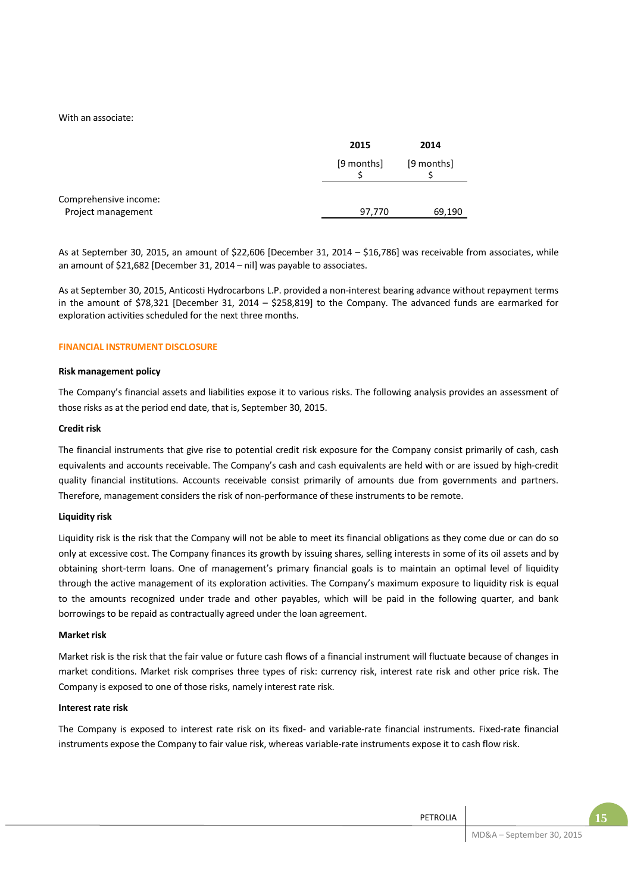With an associate:

| | 2015 | 2014 |
|---|---|---|
| | [9 months] $ | [9 months] $ |
| Comprehensive income: | | |
| Project management | 97,770 | 69,190 |

As at September 30, 2015, an amount of $22,606 [December 31, 2014 – $16,786] was receivable from associates, while an amount of $21,682 [December 31, 2014 – nil] was payable to associates.

As at September 30, 2015, Anticosti Hydrocarbons L.P. provided a non-interest bearing advance without repayment terms in the amount of $78,321 [December 31, 2014 – $258,819] to the Company. The advanced funds are earmarked for exploration activities scheduled for the next three months.

## FINANCIAL INSTRUMENT DISCLOSURE

### Risk management policy

The Company's financial assets and liabilities expose it to various risks. The following analysis provides an assessment of those risks as at the period end date, that is, September 30, 2015.

### Credit risk

The financial instruments that give rise to potential credit risk exposure for the Company consist primarily of cash, cash equivalents and accounts receivable. The Company's cash and cash equivalents are held with or are issued by high-credit quality financial institutions. Accounts receivable consist primarily of amounts due from governments and partners. Therefore, management considers the risk of non-performance of these instruments to be remote.

### Liquidity risk

Liquidity risk is the risk that the Company will not be able to meet its financial obligations as they come due or can do so only at excessive cost. The Company finances its growth by issuing shares, selling interests in some of its oil assets and by obtaining short-term loans. One of management's primary financial goals is to maintain an optimal level of liquidity through the active management of its exploration activities. The Company's maximum exposure to liquidity risk is equal to the amounts recognized under trade and other payables, which will be paid in the following quarter, and bank borrowings to be repaid as contractually agreed under the loan agreement.

### Market risk

Market risk is the risk that the fair value or future cash flows of a financial instrument will fluctuate because of changes in market conditions. Market risk comprises three types of risk: currency risk, interest rate risk and other price risk. The Company is exposed to one of those risks, namely interest rate risk.

### Interest rate risk

The Company is exposed to interest rate risk on its fixed- and variable-rate financial instruments. Fixed-rate financial instruments expose the Company to fair value risk, whereas variable-rate instruments expose it to cash flow risk.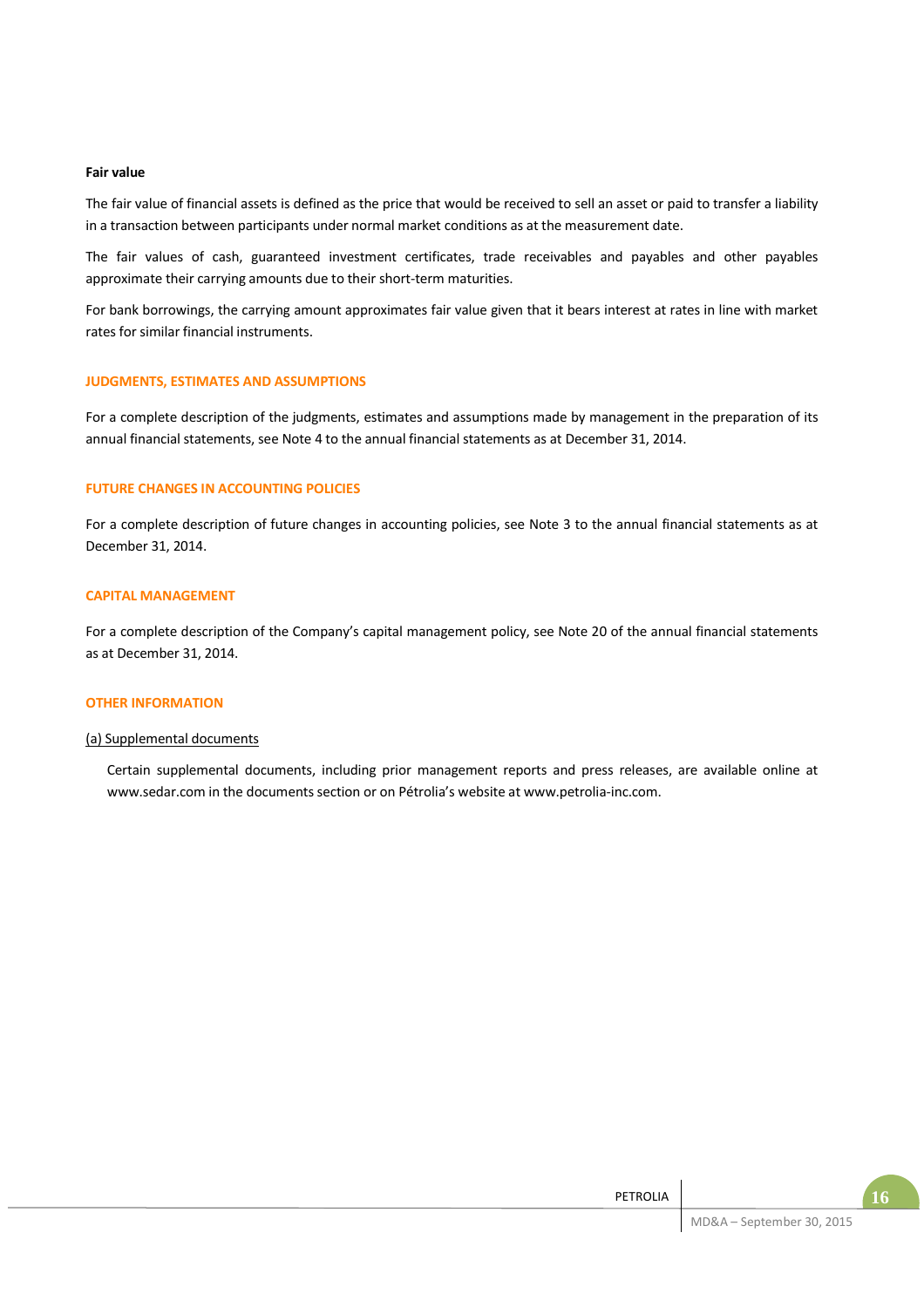**Fair value**

The fair value of financial assets is defined as the price that would be received to sell an asset or paid to transfer a liability in a transaction between participants under normal market conditions as at the measurement date.

The fair values of cash, guaranteed investment certificates, trade receivables and payables and other payables approximate their carrying amounts due to their short-term maturities.

For bank borrowings, the carrying amount approximates fair value given that it bears interest at rates in line with market rates for similar financial instruments.

## JUDGMENTS, ESTIMATES AND ASSUMPTIONS

For a complete description of the judgments, estimates and assumptions made by management in the preparation of its annual financial statements, see Note 4 to the annual financial statements as at December 31, 2014.

## FUTURE CHANGES IN ACCOUNTING POLICIES

For a complete description of future changes in accounting policies, see Note 3 to the annual financial statements as at December 31, 2014.

## CAPITAL MANAGEMENT

For a complete description of the Company's capital management policy, see Note 20 of the annual financial statements as at December 31, 2014.

## OTHER INFORMATION

(a) Supplemental documents

Certain supplemental documents, including prior management reports and press releases, are available online at www.sedar.com in the documents section or on Pétrolia's website at www.petrolia-inc.com.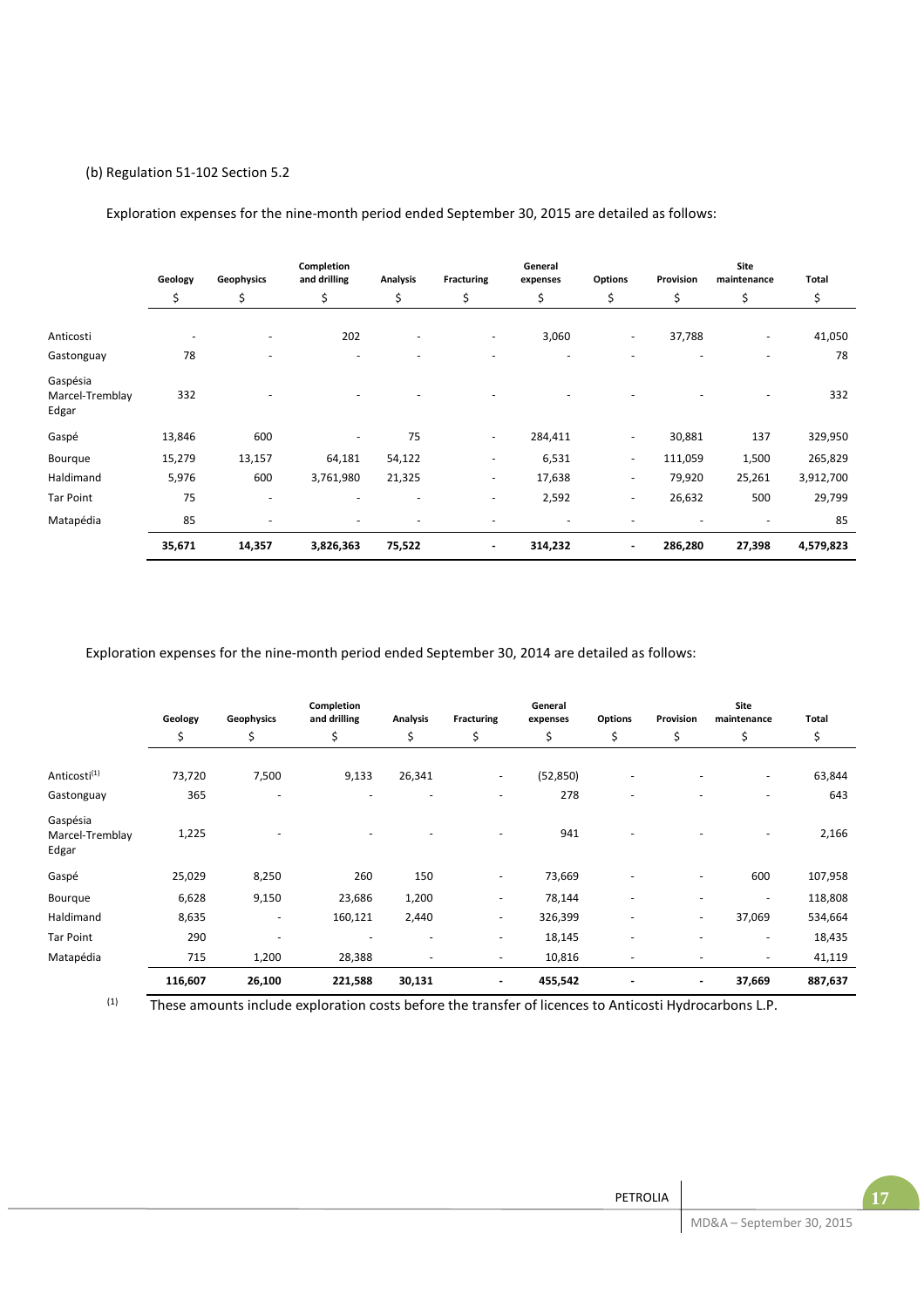(b) Regulation 51-102 Section 5.2

Exploration expenses for the nine-month period ended September 30, 2015 are detailed as follows:

| | Geology | Geophysics | Completion and drilling | Analysis | Fracturing | General expenses | Options | Provision | Site maintenance | Total |
|---|---|---|---|---|---|---|---|---|---|---|
| | $ | $ | $ | $ | $ | $ | $ | $ | $ | $ |
| Anticosti | - | - | 202 | - | - | 3,060 | - | 37,788 | - | 41,050 |
| Gastonguay | 78 | - | - | - | - | - | - | - | - | 78 |
| Gaspésia Marcel-Tremblay Edgar | 332 | - | - | - | - | - | - | - | - | 332 |
| Gaspé | 13,846 | 600 | - | 75 | - | 284,411 | - | 30,881 | 137 | 329,950 |
| Bourque | 15,279 | 13,157 | 64,181 | 54,122 | - | 6,531 | - | 111,059 | 1,500 | 265,829 |
| Haldimand | 5,976 | 600 | 3,761,980 | 21,325 | - | 17,638 | - | 79,920 | 25,261 | 3,912,700 |
| Tar Point | 75 | - | - | - | - | 2,592 | - | 26,632 | 500 | 29,799 |
| Matapédia | 85 | - | - | - | - | - | - | - | - | 85 |
| | **35,671** | **14,357** | **3,826,363** | **75,522** | **-** | **314,232** | **-** | **286,280** | **27,398** | **4,579,823** |

Exploration expenses for the nine-month period ended September 30, 2014 are detailed as follows:

| | Geology | Geophysics | Completion and drilling | Analysis | Fracturing | General expenses | Options | Provision | Site maintenance | Total |
|---|---|---|---|---|---|---|---|---|---|---|
| | $ | $ | $ | $ | $ | $ | $ | $ | $ | $ |
| Anticosti[(1)] | 73,720 | 7,500 | 9,133 | 26,341 | - | (52,850) | - | - | - | 63,844 |
| Gastonguay | 365 | - | - | - | - | 278 | - | - | - | 643 |
| Gaspésia Marcel-Tremblay Edgar | 1,225 | - | - | - | - | 941 | - | - | - | 2,166 |
| Gaspé | 25,029 | 8,250 | 260 | 150 | - | 73,669 | - | - | 600 | 107,958 |
| Bourque | 6,628 | 9,150 | 23,686 | 1,200 | - | 78,144 | - | - | - | 118,808 |
| Haldimand | 8,635 | - | 160,121 | 2,440 | - | 326,399 | - | - | 37,069 | 534,664 |
| Tar Point | 290 | - | - | - | - | 18,145 | - | - | - | 18,435 |
| Matapédia | 715 | 1,200 | 28,388 | - | - | 10,816 | - | - | - | 41,119 |
| | **116,607** | **26,100** | **221,588** | **30,131** | **-** | **455,542** | **-** | **-** | **37,669** | **887,637** |

(1) These amounts include exploration costs before the transfer of licences to Anticosti Hydrocarbons L.P.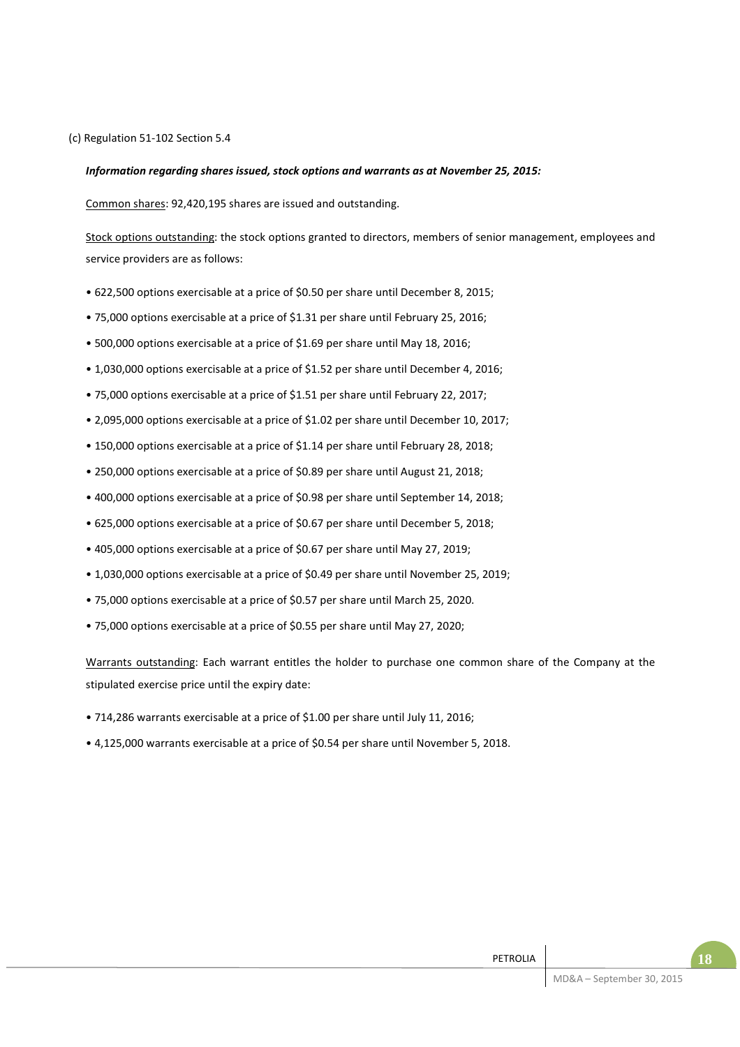(c) Regulation 51-102 Section 5.4

***Information regarding shares issued, stock options and warrants as at November 25, 2015:***

Common shares: 92,420,195 shares are issued and outstanding.

Stock options outstanding: the stock options granted to directors, members of senior management, employees and service providers are as follows:

- 622,500 options exercisable at a price of $0.50 per share until December 8, 2015;
- 75,000 options exercisable at a price of $1.31 per share until February 25, 2016;
- 500,000 options exercisable at a price of $1.69 per share until May 18, 2016;
- 1,030,000 options exercisable at a price of $1.52 per share until December 4, 2016;
- 75,000 options exercisable at a price of $1.51 per share until February 22, 2017;
- 2,095,000 options exercisable at a price of $1.02 per share until December 10, 2017;
- 150,000 options exercisable at a price of $1.14 per share until February 28, 2018;
- 250,000 options exercisable at a price of $0.89 per share until August 21, 2018;
- 400,000 options exercisable at a price of $0.98 per share until September 14, 2018;
- 625,000 options exercisable at a price of $0.67 per share until December 5, 2018;
- 405,000 options exercisable at a price of $0.67 per share until May 27, 2019;
- 1,030,000 options exercisable at a price of $0.49 per share until November 25, 2019;
- 75,000 options exercisable at a price of $0.57 per share until March 25, 2020.
- 75,000 options exercisable at a price of $0.55 per share until May 27, 2020;

Warrants outstanding: Each warrant entitles the holder to purchase one common share of the Company at the stipulated exercise price until the expiry date:

- 714,286 warrants exercisable at a price of $1.00 per share until July 11, 2016;
- 4,125,000 warrants exercisable at a price of $0.54 per share until November 5, 2018.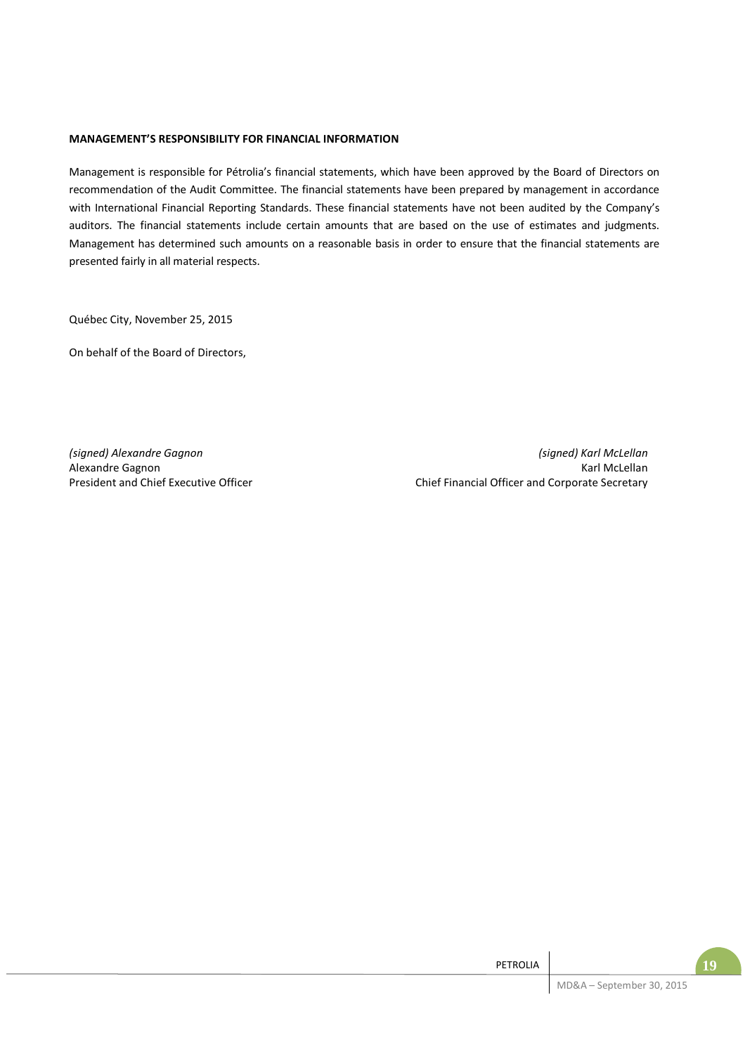**MANAGEMENT'S RESPONSIBILITY FOR FINANCIAL INFORMATION**

Management is responsible for Pétrolia's financial statements, which have been approved by the Board of Directors on recommendation of the Audit Committee. The financial statements have been prepared by management in accordance with International Financial Reporting Standards. These financial statements have not been audited by the Company's auditors. The financial statements include certain amounts that are based on the use of estimates and judgments. Management has determined such amounts on a reasonable basis in order to ensure that the financial statements are presented fairly in all material respects.

Québec City, November 25, 2015

On behalf of the Board of Directors,

*(signed) Alexandre Gagnon*
Alexandre Gagnon
President and Chief Executive Officer

*(signed) Karl McLellan*
Karl McLellan
Chief Financial Officer and Corporate Secretary